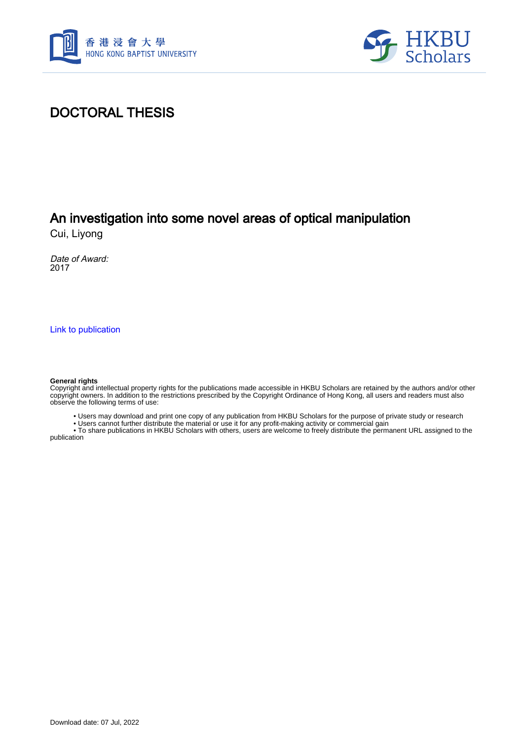# DOCTORAL THESIS

## An investigation into some novel areas of optical manipulation

Cui, Liyong

*Date of Award:*
2017

[Link to publication](#)

**General rights**
Copyright and intellectual property rights for the publications made accessible in HKBU Scholars are retained by the authors and/or other copyright owners. In addition to the restrictions prescribed by the Copyright Ordinance of Hong Kong, all users and readers must also observe the following terms of use:

- Users may download and print one copy of any publication from HKBU Scholars for the purpose of private study or research
- Users cannot further distribute the material or use it for any profit-making activity or commercial gain
- To share publications in HKBU Scholars with others, users are welcome to freely distribute the permanent URL assigned to the publication

Download date: 07 Jul, 2022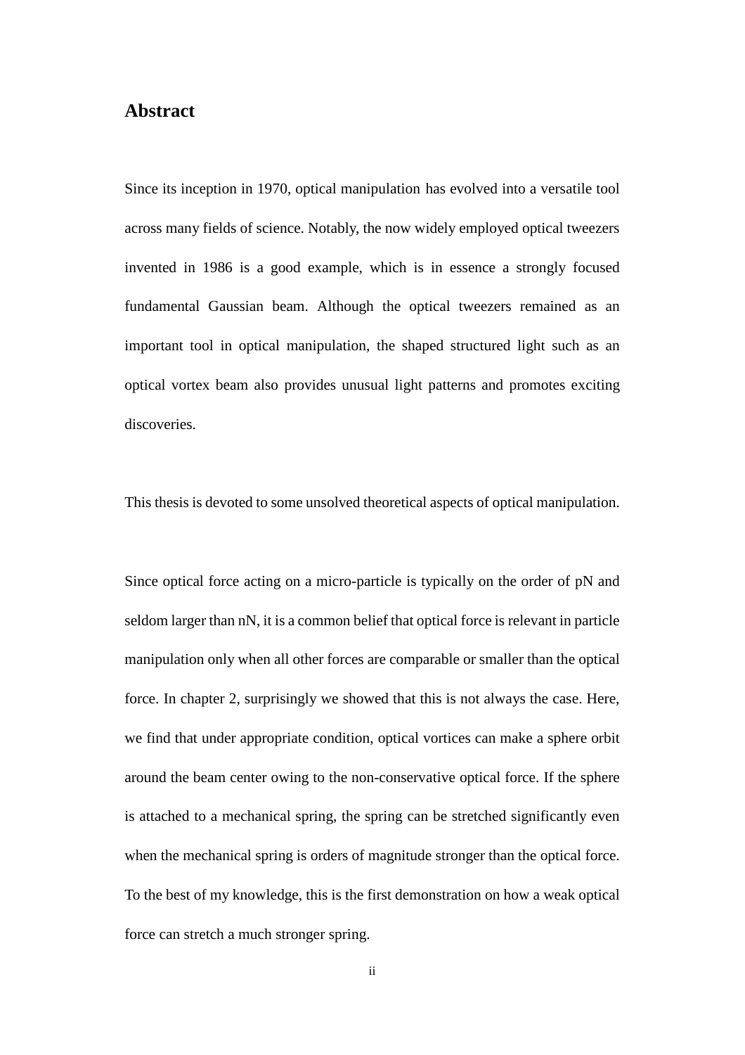## Abstract

Since its inception in 1970, optical manipulation has evolved into a versatile tool across many fields of science. Notably, the now widely employed optical tweezers invented in 1986 is a good example, which is in essence a strongly focused fundamental Gaussian beam. Although the optical tweezers remained as an important tool in optical manipulation, the shaped structured light such as an optical vortex beam also provides unusual light patterns and promotes exciting discoveries.

This thesis is devoted to some unsolved theoretical aspects of optical manipulation.

Since optical force acting on a micro-particle is typically on the order of pN and seldom larger than nN, it is a common belief that optical force is relevant in particle manipulation only when all other forces are comparable or smaller than the optical force. In chapter 2, surprisingly we showed that this is not always the case. Here, we find that under appropriate condition, optical vortices can make a sphere orbit around the beam center owing to the non-conservative optical force. If the sphere is attached to a mechanical spring, the spring can be stretched significantly even when the mechanical spring is orders of magnitude stronger than the optical force. To the best of my knowledge, this is the first demonstration on how a weak optical force can stretch a much stronger spring.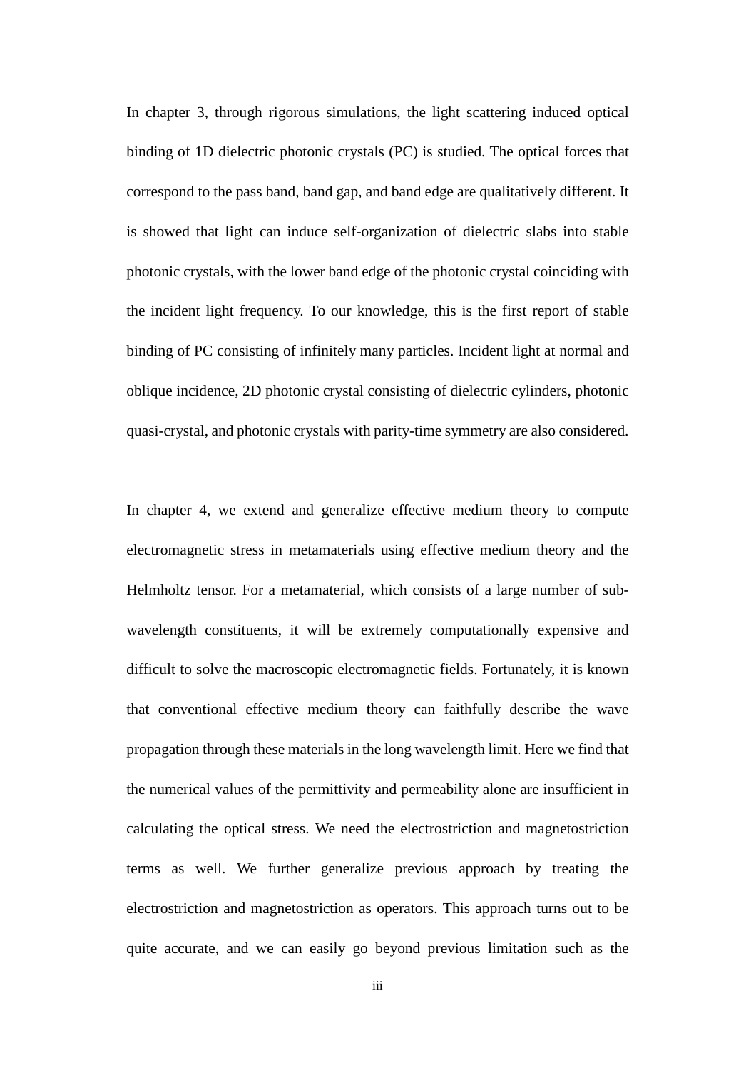In chapter 3, through rigorous simulations, the light scattering induced optical binding of 1D dielectric photonic crystals (PC) is studied. The optical forces that correspond to the pass band, band gap, and band edge are qualitatively different. It is showed that light can induce self-organization of dielectric slabs into stable photonic crystals, with the lower band edge of the photonic crystal coinciding with the incident light frequency. To our knowledge, this is the first report of stable binding of PC consisting of infinitely many particles. Incident light at normal and oblique incidence, 2D photonic crystal consisting of dielectric cylinders, photonic quasi-crystal, and photonic crystals with parity-time symmetry are also considered.

In chapter 4, we extend and generalize effective medium theory to compute electromagnetic stress in metamaterials using effective medium theory and the Helmholtz tensor. For a metamaterial, which consists of a large number of sub-wavelength constituents, it will be extremely computationally expensive and difficult to solve the macroscopic electromagnetic fields. Fortunately, it is known that conventional effective medium theory can faithfully describe the wave propagation through these materials in the long wavelength limit. Here we find that the numerical values of the permittivity and permeability alone are insufficient in calculating the optical stress. We need the electrostriction and magnetostriction terms as well. We further generalize previous approach by treating the electrostriction and magnetostriction as operators. This approach turns out to be quite accurate, and we can easily go beyond previous limitation such as the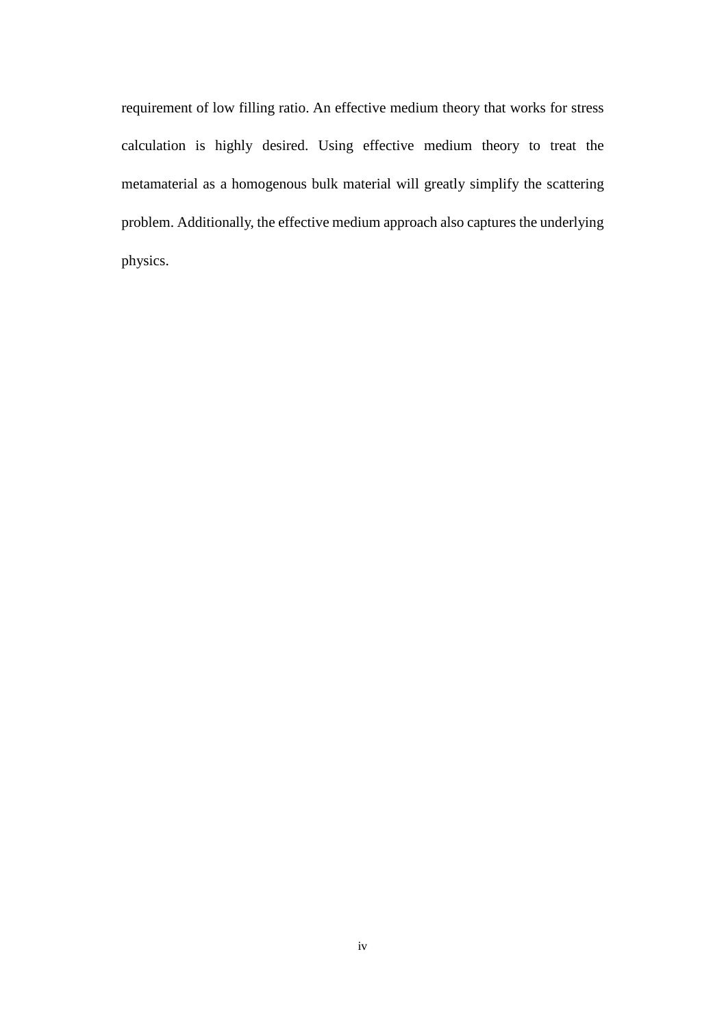requirement of low filling ratio. An effective medium theory that works for stress calculation is highly desired. Using effective medium theory to treat the metamaterial as a homogenous bulk material will greatly simplify the scattering problem. Additionally, the effective medium approach also captures the underlying physics.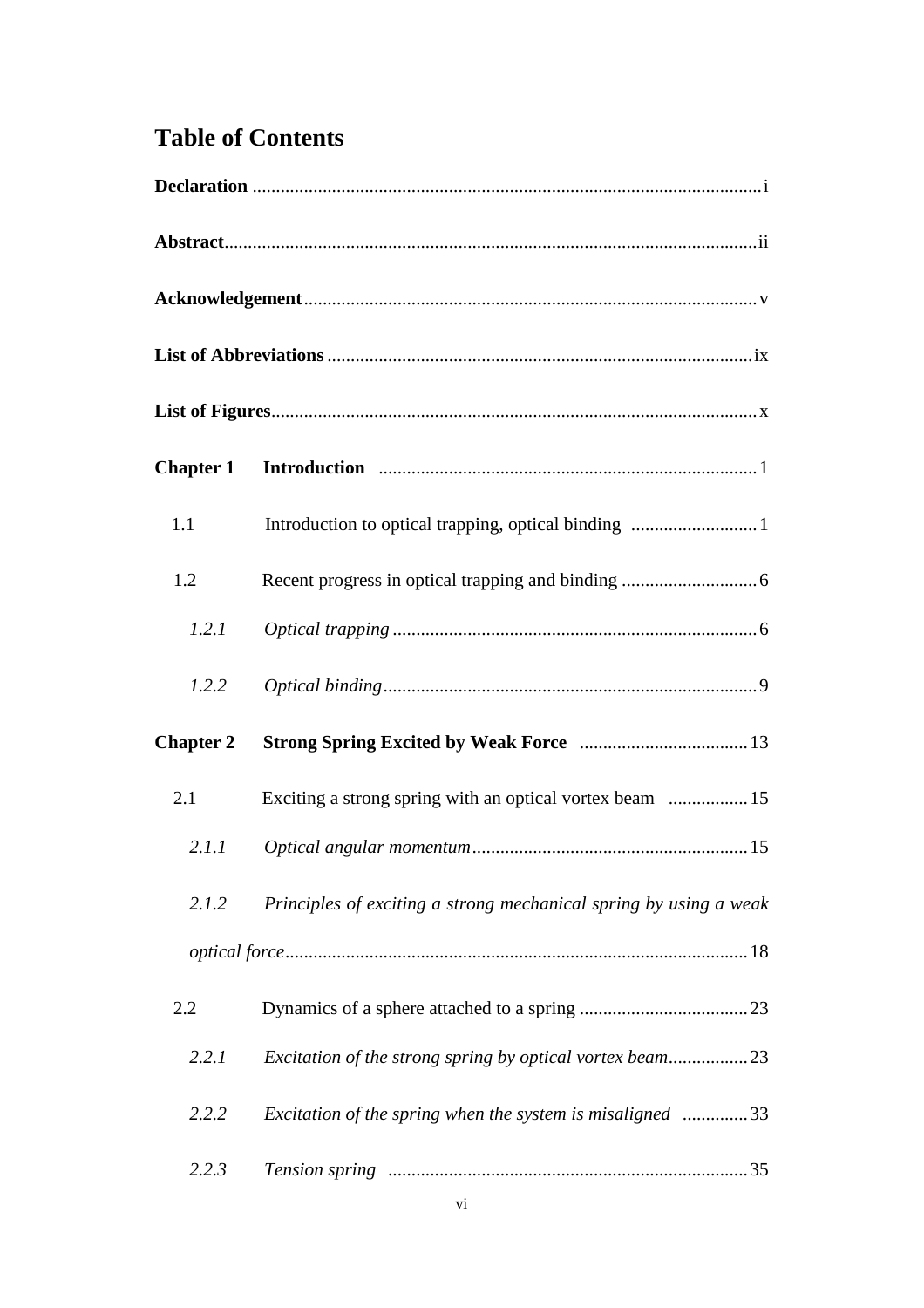# Table of Contents

**Declaration** ............................................................................................................ i

**Abstract**................................................................................................................. ii

**Acknowledgement**................................................................................................ v

**List of Abbreviations** .......................................................................................... ix

**List of Figures**....................................................................................................... x

**Chapter 1 Introduction** ................................................................................ 1

1.1 Introduction to optical trapping, optical binding ........................... 1

1.2 Recent progress in optical trapping and binding ............................. 6

*1.2.1 Optical trapping* ............................................................................. 6

*1.2.2 Optical binding*............................................................................... 9

**Chapter 2 Strong Spring Excited by Weak Force** .................................... 13

2.1 Exciting a strong spring with an optical vortex beam ................. 15

*2.1.1 Optical angular momentum*........................................................... 15

*2.1.2 Principles of exciting a strong mechanical spring by using a weak optical force*.................................................................................................. 18

2.2 Dynamics of a sphere attached to a spring .................................... 23

*2.2.1 Excitation of the strong spring by optical vortex beam*................. 23

*2.2.2 Excitation of the spring when the system is misaligned* .............. 33

*2.2.3 Tension spring* ............................................................................. 35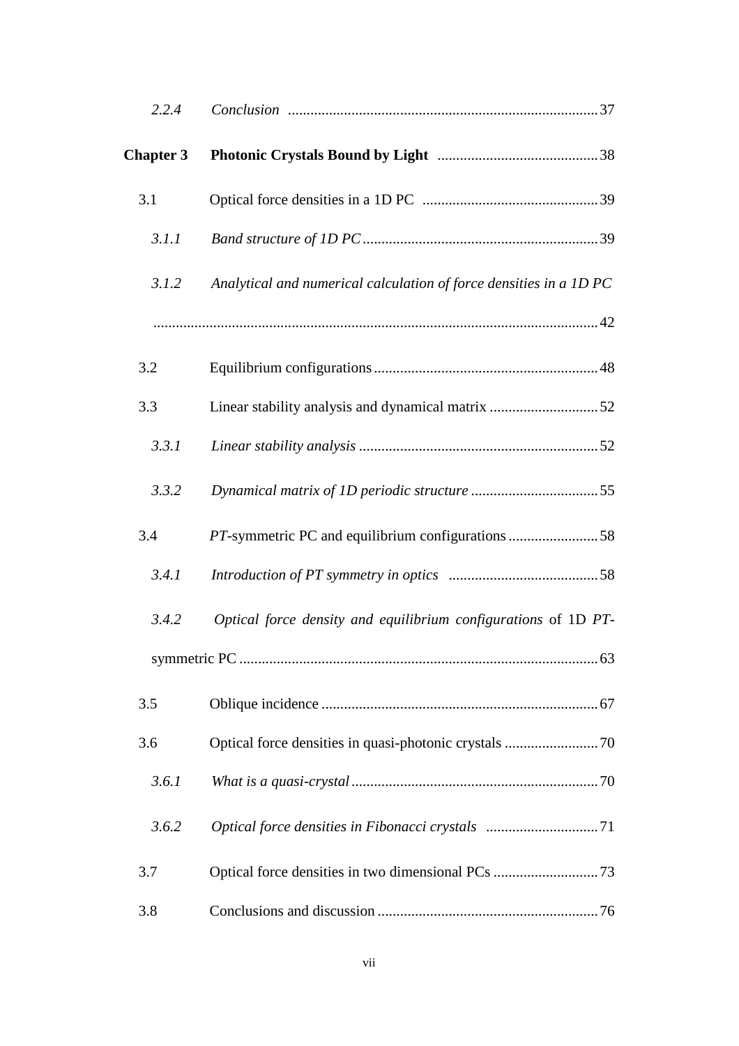*2.2.4 Conclusion* .......... 37

**Chapter 3 Photonic Crystals Bound by Light** .......... 38

3.1 Optical force densities in a 1D PC .......... 39

*3.1.1 Band structure of 1D PC* .......... 39

*3.1.2 Analytical and numerical calculation of force densities in a 1D PC* .......... 42

3.2 Equilibrium configurations .......... 48

3.3 Linear stability analysis and dynamical matrix .......... 52

*3.3.1 Linear stability analysis* .......... 52

*3.3.2 Dynamical matrix of 1D periodic structure* .......... 55

3.4 *PT*-symmetric PC and equilibrium configurations .......... 58

*3.4.1 Introduction of PT symmetry in optics* .......... 58

*3.4.2 Optical force density and equilibrium configurations* of 1D *PT*-symmetric PC .......... 63

3.5 Oblique incidence .......... 67

3.6 Optical force densities in quasi-photonic crystals .......... 70

*3.6.1 What is a quasi-crystal* .......... 70

*3.6.2 Optical force densities in Fibonacci crystals* .......... 71

3.7 Optical force densities in two dimensional PCs .......... 73

3.8 Conclusions and discussion .......... 76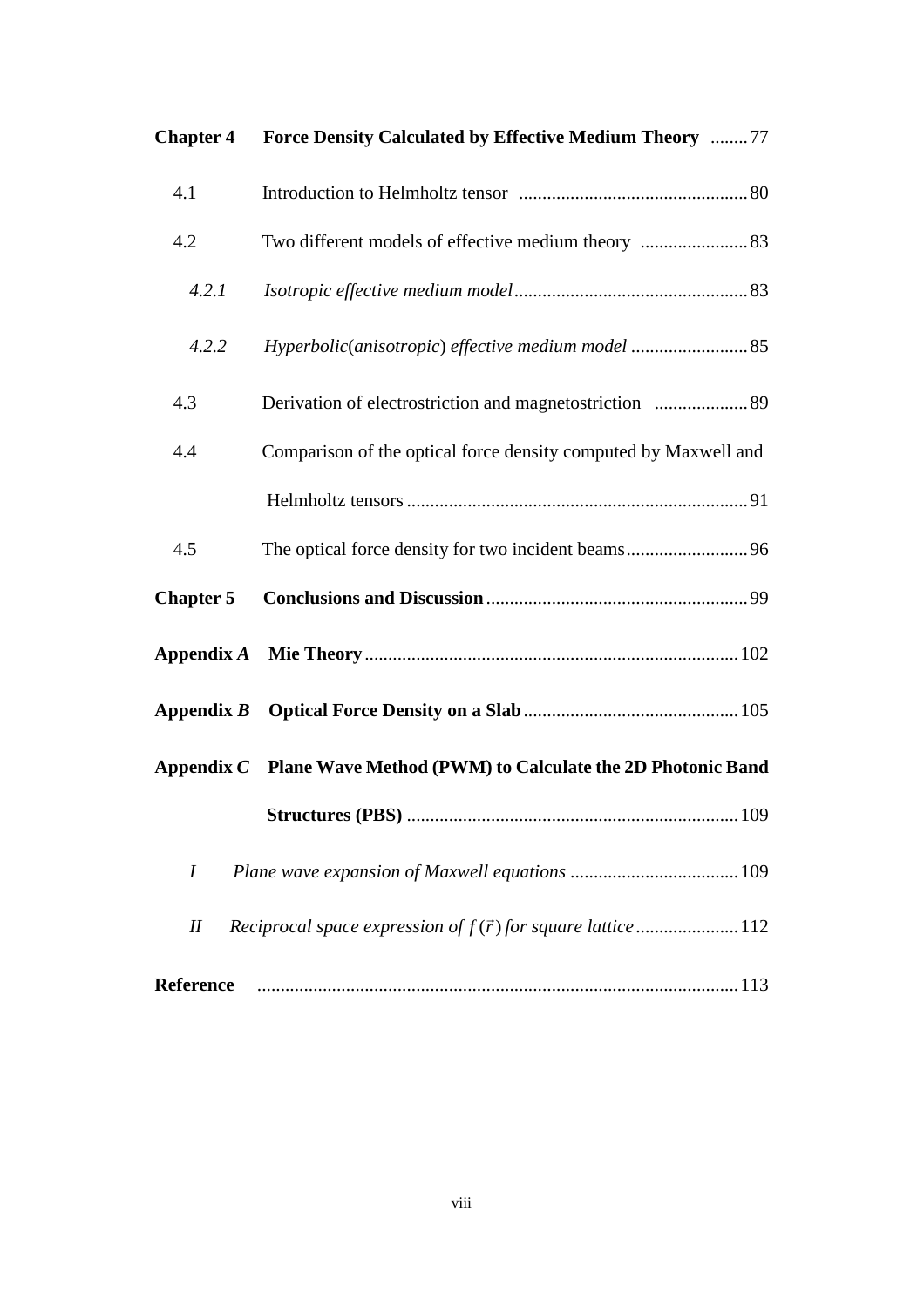**Chapter 4 Force Density Calculated by Effective Medium Theory** ........ 77

4.1 Introduction to Helmholtz tensor ................................................ 80

4.2 Two different models of effective medium theory ....................... 83

*4.2.1 Isotropic effective medium model* .................................................. 83

*4.2.2 Hyperbolic(anisotropic) effective medium model* ......................... 85

4.3 Derivation of electrostriction and magnetostriction .................... 89

4.4 Comparison of the optical force density computed by Maxwell and Helmholtz tensors ......................................................................... 91

4.5 The optical force density for two incident beams.......................... 96

**Chapter 5 Conclusions and Discussion** ........................................................ 99

**Appendix *A* Mie Theory** ............................................................................... 102

**Appendix *B* Optical Force Density on a Slab** ............................................. 105

**Appendix *C* Plane Wave Method (PWM) to Calculate the 2D Photonic Band Structures (PBS)** ....................................................................... 109

*I Plane wave expansion of Maxwell equations* .................................... 109

*II Reciprocal space expression of $f(\vec{r})$ for square lattice* ...................... 112

**Reference** ...................................................................................................... 113